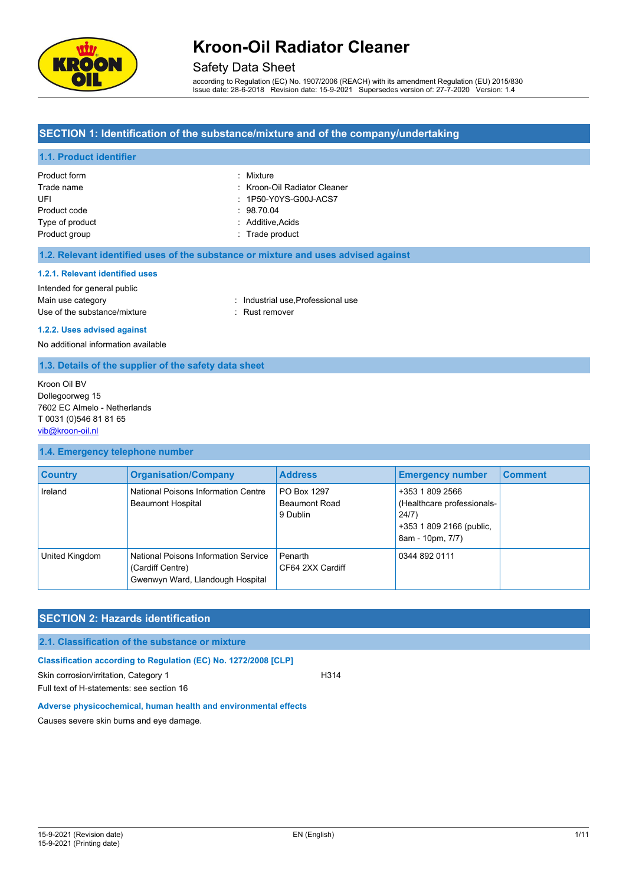# Kroon-Oil Radiator Cleaner

Safety Data Sheet

according to Regulation (EC) No. 1907/2006 (REACH) with its amendment Regulation (EU) 2015/830
Issue date: 28-6-2018 Revision date: 15-9-2021 Supersedes version of: 27-7-2020 Version: 1.4

## SECTION 1: Identification of the substance/mixture and of the company/undertaking

### 1.1. Product identifier

Product form : Mixture
Trade name : Kroon-Oil Radiator Cleaner
UFI : 1P50-Y0YS-G00J-ACS7
Product code : 98.70.04
Type of product : Additive,Acids
Product group : Trade product

### 1.2. Relevant identified uses of the substance or mixture and uses advised against

#### 1.2.1. Relevant identified uses

Intended for general public
Main use category : Industrial use,Professional use
Use of the substance/mixture : Rust remover

#### 1.2.2. Uses advised against

No additional information available

### 1.3. Details of the supplier of the safety data sheet

Kroon Oil BV
Dollegoorweg 15
7602 EC Almelo - Netherlands
T 0031 (0)546 81 81 65
vib@kroon-oil.nl

### 1.4. Emergency telephone number

| Country | Organisation/Company | Address | Emergency number | Comment |
|---|---|---|---|---|
| Ireland | National Poisons Information Centre Beaumont Hospital | PO Box 1297 Beaumont Road 9 Dublin | +353 1 809 2566 (Healthcare professionals-24/7) +353 1 809 2166 (public, 8am - 10pm, 7/7) | |
| United Kingdom | National Poisons Information Service (Cardiff Centre) Gwenwyn Ward, Llandough Hospital | Penarth CF64 2XX Cardiff | 0344 892 0111 | |

## SECTION 2: Hazards identification

### 2.1. Classification of the substance or mixture

#### Classification according to Regulation (EC) No. 1272/2008 [CLP]

Skin corrosion/irritation, Category 1 H314
Full text of H-statements: see section 16

#### Adverse physicochemical, human health and environmental effects

Causes severe skin burns and eye damage.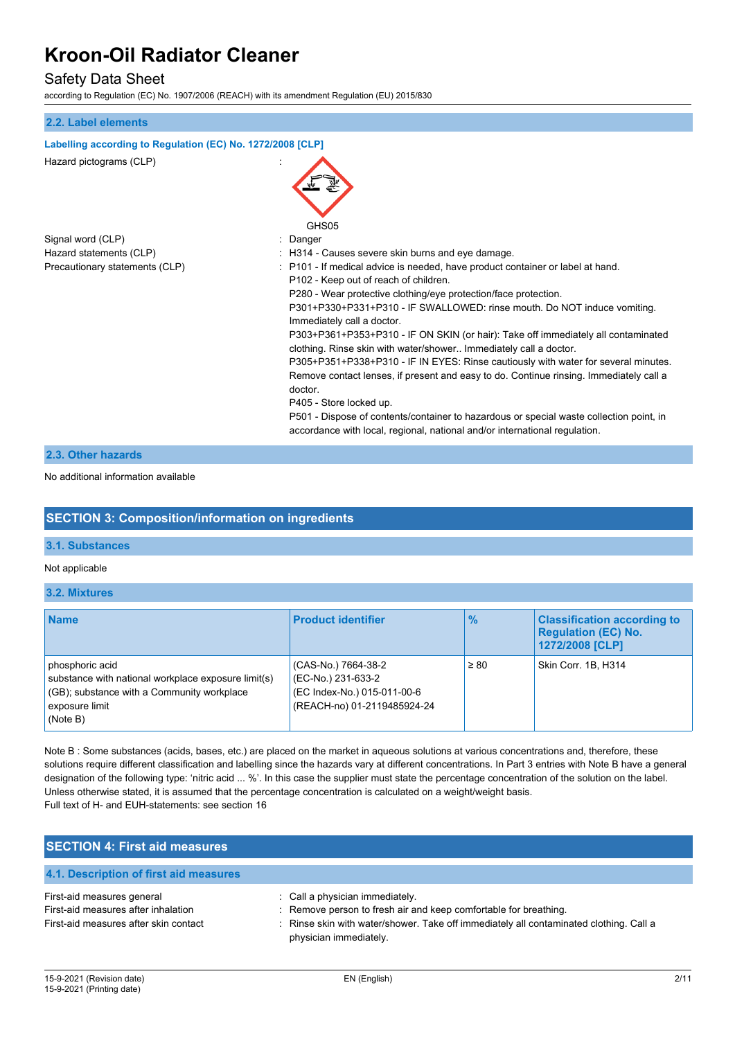### 2.2. Label elements

**Labelling according to Regulation (EC) No. 1272/2008 [CLP]**

Hazard pictograms (CLP) :

GHS05

Signal word (CLP) : Danger

Hazard statements (CLP) : H314 - Causes severe skin burns and eye damage.

Precautionary statements (CLP) : P101 - If medical advice is needed, have product container or label at hand.
P102 - Keep out of reach of children.
P280 - Wear protective clothing/eye protection/face protection.
P301+P330+P331+P310 - IF SWALLOWED: rinse mouth. Do NOT induce vomiting. Immediately call a doctor.
P303+P361+P353+P310 - IF ON SKIN (or hair): Take off immediately all contaminated clothing. Rinse skin with water/shower.. Immediately call a doctor.
P305+P351+P338+P310 - IF IN EYES: Rinse cautiously with water for several minutes. Remove contact lenses, if present and easy to do. Continue rinsing. Immediately call a doctor.
P405 - Store locked up.
P501 - Dispose of contents/container to hazardous or special waste collection point, in accordance with local, regional, national and/or international regulation.

### 2.3. Other hazards

No additional information available

## SECTION 3: Composition/information on ingredients

### 3.1. Substances

Not applicable

### 3.2. Mixtures

| Name | Product identifier | % | Classification according to Regulation (EC) No. 1272/2008 [CLP] |
|---|---|---|---|
| phosphoric acid<br>substance with national workplace exposure limit(s) (GB); substance with a Community workplace exposure limit<br>(Note B) | (CAS-No.) 7664-38-2<br>(EC-No.) 231-633-2<br>(EC Index-No.) 015-011-00-6<br>(REACH-no) 01-2119485924-24 | ≥ 80 | Skin Corr. 1B, H314 |

Note B : Some substances (acids, bases, etc.) are placed on the market in aqueous solutions at various concentrations and, therefore, these solutions require different classification and labelling since the hazards vary at different concentrations. In Part 3 entries with Note B have a general designation of the following type: 'nitric acid ... %'. In this case the supplier must state the percentage concentration of the solution on the label. Unless otherwise stated, it is assumed that the percentage concentration is calculated on a weight/weight basis.
Full text of H- and EUH-statements: see section 16

## SECTION 4: First aid measures

### 4.1. Description of first aid measures

First-aid measures general : Call a physician immediately.

First-aid measures after inhalation : Remove person to fresh air and keep comfortable for breathing.

First-aid measures after skin contact : Rinse skin with water/shower. Take off immediately all contaminated clothing. Call a physician immediately.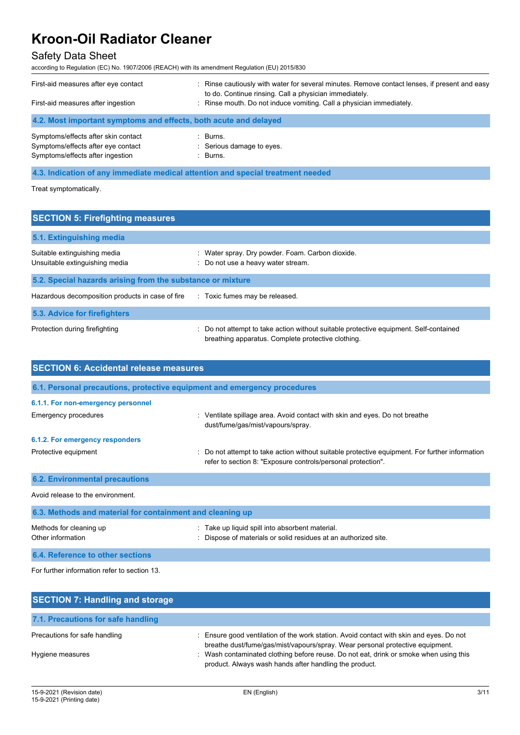| | |
|---|---|
| First-aid measures after eye contact | : Rinse cautiously with water for several minutes. Remove contact lenses, if present and easy to do. Continue rinsing. Call a physician immediately. |
| First-aid measures after ingestion | : Rinse mouth. Do not induce vomiting. Call a physician immediately. |

### 4.2. Most important symptoms and effects, both acute and delayed

| | |
|---|---|
| Symptoms/effects after skin contact | : Burns. |
| Symptoms/effects after eye contact | : Serious damage to eyes. |
| Symptoms/effects after ingestion | : Burns. |

### 4.3. Indication of any immediate medical attention and special treatment needed

Treat symptomatically.

## SECTION 5: Firefighting measures

### 5.1. Extinguishing media

| | |
|---|---|
| Suitable extinguishing media | : Water spray. Dry powder. Foam. Carbon dioxide. |
| Unsuitable extinguishing media | : Do not use a heavy water stream. |

### 5.2. Special hazards arising from the substance or mixture

| | |
|---|---|
| Hazardous decomposition products in case of fire | : Toxic fumes may be released. |

### 5.3. Advice for firefighters

| | |
|---|---|
| Protection during firefighting | : Do not attempt to take action without suitable protective equipment. Self-contained breathing apparatus. Complete protective clothing. |

## SECTION 6: Accidental release measures

### 6.1. Personal precautions, protective equipment and emergency procedures

#### 6.1.1. For non-emergency personnel

| | |
|---|---|
| Emergency procedures | : Ventilate spillage area. Avoid contact with skin and eyes. Do not breathe dust/fume/gas/mist/vapours/spray. |

#### 6.1.2. For emergency responders

| | |
|---|---|
| Protective equipment | : Do not attempt to take action without suitable protective equipment. For further information refer to section 8: "Exposure controls/personal protection". |

### 6.2. Environmental precautions

Avoid release to the environment.

### 6.3. Methods and material for containment and cleaning up

| | |
|---|---|
| Methods for cleaning up | : Take up liquid spill into absorbent material. |
| Other information | : Dispose of materials or solid residues at an authorized site. |

### 6.4. Reference to other sections

For further information refer to section 13.

## SECTION 7: Handling and storage

### 7.1. Precautions for safe handling

| | |
|---|---|
| Precautions for safe handling | : Ensure good ventilation of the work station. Avoid contact with skin and eyes. Do not breathe dust/fume/gas/mist/vapours/spray. Wear personal protective equipment. |
| Hygiene measures | : Wash contaminated clothing before reuse. Do not eat, drink or smoke when using this product. Always wash hands after handling the product. |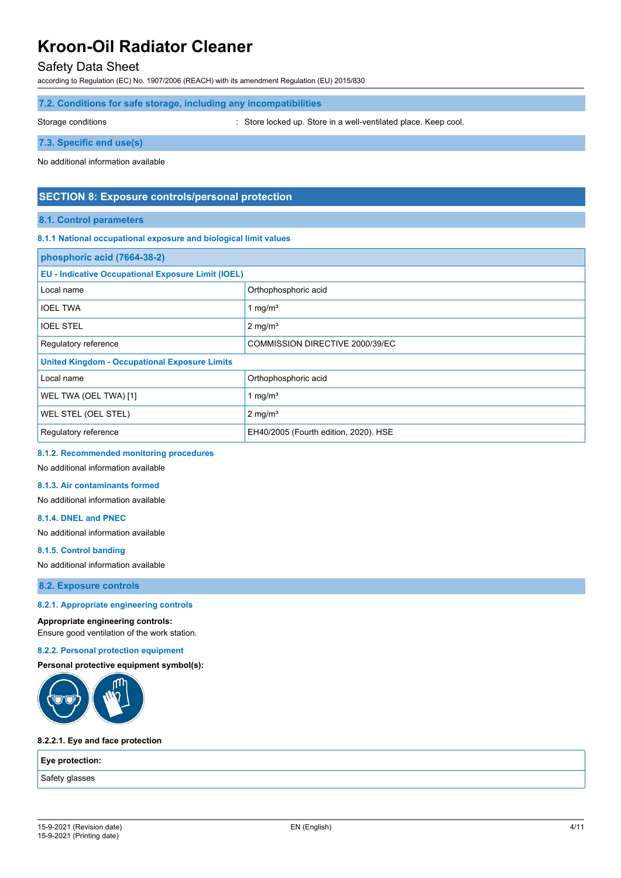### 7.2. Conditions for safe storage, including any incompatibilities

Storage conditions : Store locked up. Store in a well-ventilated place. Keep cool.

### 7.3. Specific end use(s)

No additional information available

## SECTION 8: Exposure controls/personal protection

### 8.1. Control parameters

#### 8.1.1 National occupational exposure and biological limit values

| phosphoric acid (7664-38-2) | |
|---|---|
| **EU - Indicative Occupational Exposure Limit (IOEL)** | |
| Local name | Orthophosphoric acid |
| IOEL TWA | 1 mg/m³ |
| IOEL STEL | 2 mg/m³ |
| Regulatory reference | COMMISSION DIRECTIVE 2000/39/EC |
| **United Kingdom - Occupational Exposure Limits** | |
| Local name | Orthophosphoric acid |
| WEL TWA (OEL TWA) [1] | 1 mg/m³ |
| WEL STEL (OEL STEL) | 2 mg/m³ |
| Regulatory reference | EH40/2005 (Fourth edition, 2020). HSE |

#### 8.1.2. Recommended monitoring procedures

No additional information available

#### 8.1.3. Air contaminants formed

No additional information available

#### 8.1.4. DNEL and PNEC

No additional information available

#### 8.1.5. Control banding

No additional information available

### 8.2. Exposure controls

#### 8.2.1. Appropriate engineering controls

**Appropriate engineering controls:**
Ensure good ventilation of the work station.

#### 8.2.2. Personal protection equipment

**Personal protective equipment symbol(s):**

**8.2.2.1. Eye and face protection**

| Eye protection: |
|---|
| Safety glasses |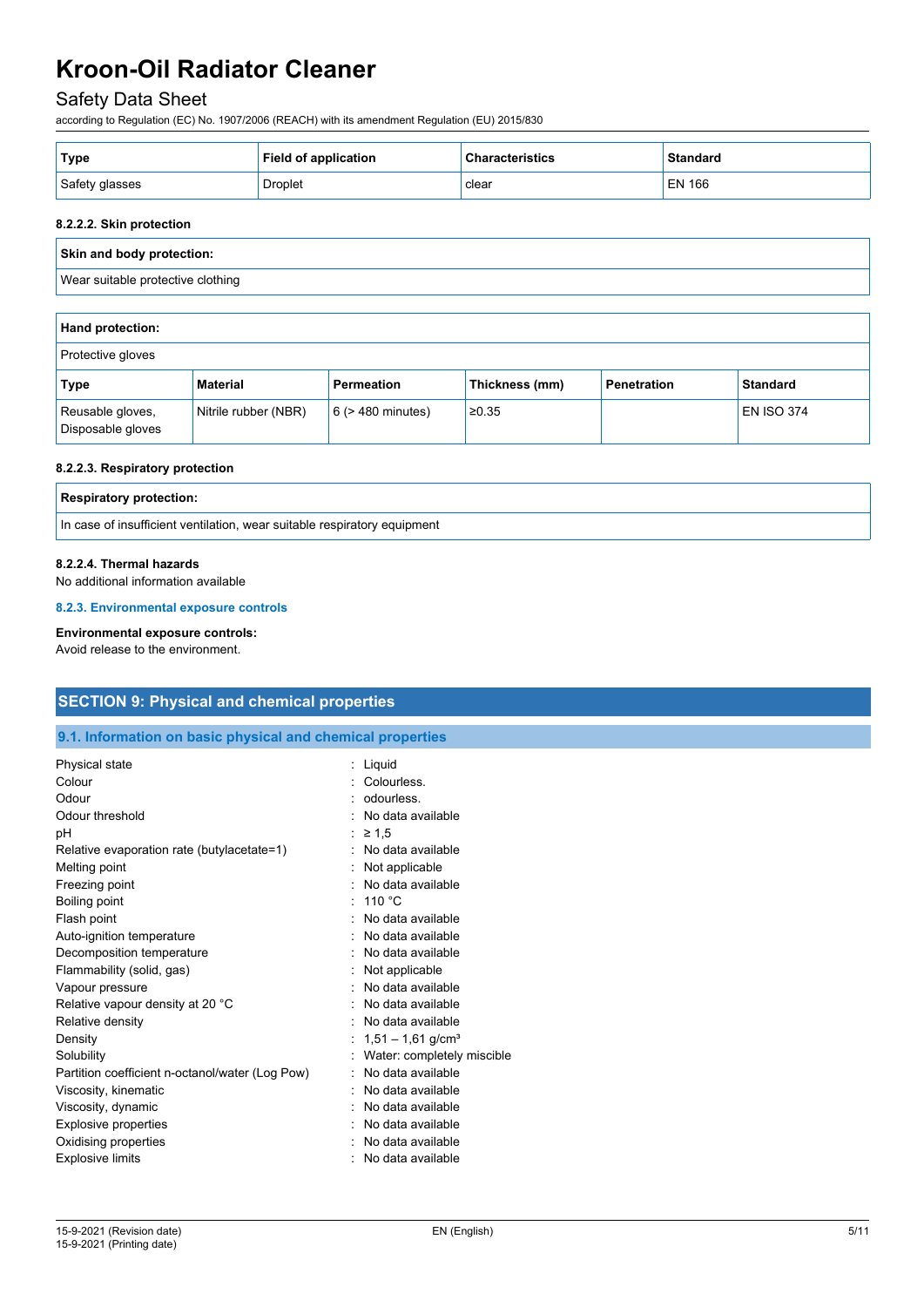| Type | Field of application | Characteristics | Standard |
|---|---|---|---|
| Safety glasses | Droplet | clear | EN 166 |

#### 8.2.2.2. Skin protection

| Skin and body protection: |
|---|
| Wear suitable protective clothing |

| Hand protection: | | | | | |
|---|---|---|---|---|---|
| Protective gloves | | | | | |
| **Type** | **Material** | **Permeation** | **Thickness (mm)** | **Penetration** | **Standard** |
| Reusable gloves, Disposable gloves | Nitrile rubber (NBR) | 6 (> 480 minutes) | ≥0.35 | | EN ISO 374 |

#### 8.2.2.3. Respiratory protection

| Respiratory protection: |
|---|
| In case of insufficient ventilation, wear suitable respiratory equipment |

#### 8.2.2.4. Thermal hazards

No additional information available

### 8.2.3. Environmental exposure controls

**Environmental exposure controls:**
Avoid release to the environment.

## SECTION 9: Physical and chemical properties

### 9.1. Information on basic physical and chemical properties

| | |
|---|---|
| Physical state | : Liquid |
| Colour | : Colourless. |
| Odour | : odourless. |
| Odour threshold | : No data available |
| pH | : ≥ 1,5 |
| Relative evaporation rate (butylacetate=1) | : No data available |
| Melting point | : Not applicable |
| Freezing point | : No data available |
| Boiling point | : 110 °C |
| Flash point | : No data available |
| Auto-ignition temperature | : No data available |
| Decomposition temperature | : No data available |
| Flammability (solid, gas) | : Not applicable |
| Vapour pressure | : No data available |
| Relative vapour density at 20 °C | : No data available |
| Relative density | : No data available |
| Density | : 1,51 – 1,61 g/cm³ |
| Solubility | : Water: completely miscible |
| Partition coefficient n-octanol/water (Log Pow) | : No data available |
| Viscosity, kinematic | : No data available |
| Viscosity, dynamic | : No data available |
| Explosive properties | : No data available |
| Oxidising properties | : No data available |
| Explosive limits | : No data available |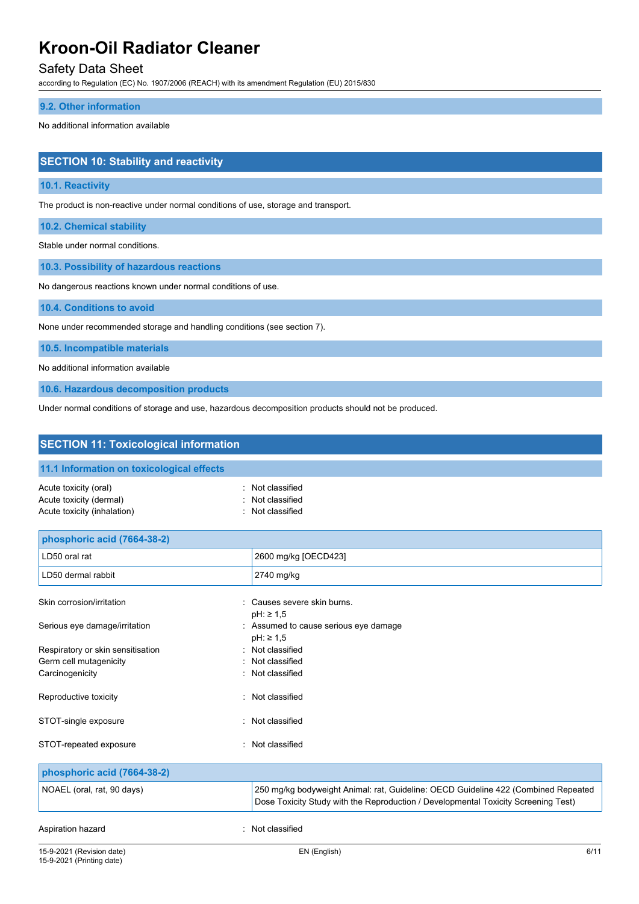### 9.2. Other information

No additional information available

## SECTION 10: Stability and reactivity

### 10.1. Reactivity

The product is non-reactive under normal conditions of use, storage and transport.

### 10.2. Chemical stability

Stable under normal conditions.

### 10.3. Possibility of hazardous reactions

No dangerous reactions known under normal conditions of use.

### 10.4. Conditions to avoid

None under recommended storage and handling conditions (see section 7).

### 10.5. Incompatible materials

No additional information available

### 10.6. Hazardous decomposition products

Under normal conditions of storage and use, hazardous decomposition products should not be produced.

## SECTION 11: Toxicological information

### 11.1 Information on toxicological effects

Acute toxicity (oral) : Not classified
Acute toxicity (dermal) : Not classified
Acute toxicity (inhalation) : Not classified

| phosphoric acid (7664-38-2) | |
|---|---|
| LD50 oral rat | 2600 mg/kg [OECD423] |
| LD50 dermal rabbit | 2740 mg/kg |

Skin corrosion/irritation : Causes severe skin burns.
pH: ≥ 1,5

Serious eye damage/irritation : Assumed to cause serious eye damage
pH: ≥ 1,5

Respiratory or skin sensitisation : Not classified
Germ cell mutagenicity : Not classified
Carcinogenicity : Not classified

Reproductive toxicity : Not classified

STOT-single exposure : Not classified

STOT-repeated exposure : Not classified

| phosphoric acid (7664-38-2) | |
|---|---|
| NOAEL (oral, rat, 90 days) | 250 mg/kg bodyweight Animal: rat, Guideline: OECD Guideline 422 (Combined Repeated Dose Toxicity Study with the Reproduction / Developmental Toxicity Screening Test) |

Aspiration hazard : Not classified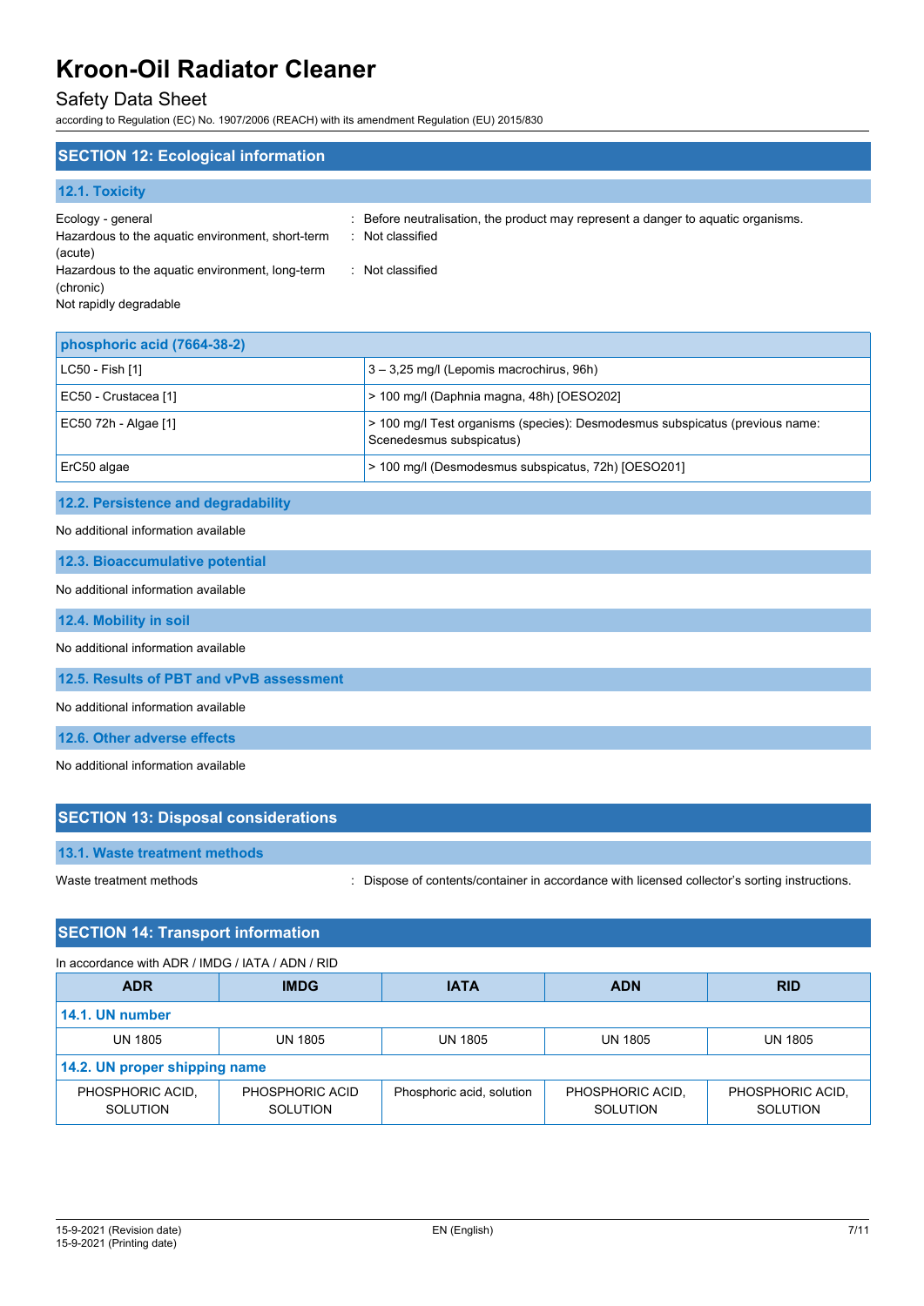## SECTION 12: Ecological information

### 12.1. Toxicity

Ecology - general : Before neutralisation, the product may represent a danger to aquatic organisms.

Hazardous to the aquatic environment, short-term (acute) : Not classified

Hazardous to the aquatic environment, long-term (chronic) : Not classified

Not rapidly degradable

| phosphoric acid (7664-38-2) | |
|---|---|
| LC50 - Fish [1] | 3 – 3,25 mg/l (Lepomis macrochirus, 96h) |
| EC50 - Crustacea [1] | > 100 mg/l (Daphnia magna, 48h) [OESO202] |
| EC50 72h - Algae [1] | > 100 mg/l Test organisms (species): Desmodesmus subspicatus (previous name: Scenedesmus subspicatus) |
| ErC50 algae | > 100 mg/l (Desmodesmus subspicatus, 72h) [OESO201] |

### 12.2. Persistence and degradability

No additional information available

### 12.3. Bioaccumulative potential

No additional information available

### 12.4. Mobility in soil

No additional information available

### 12.5. Results of PBT and vPvB assessment

No additional information available

### 12.6. Other adverse effects

No additional information available

## SECTION 13: Disposal considerations

### 13.1. Waste treatment methods

Waste treatment methods : Dispose of contents/container in accordance with licensed collector's sorting instructions.

## SECTION 14: Transport information

In accordance with ADR / IMDG / IATA / ADN / RID

| ADR | IMDG | IATA | ADN | RID |
|---|---|---|---|---|
| **14.1. UN number** | | | | |
| UN 1805 | UN 1805 | UN 1805 | UN 1805 | UN 1805 |
| **14.2. UN proper shipping name** | | | | |
| PHOSPHORIC ACID, SOLUTION | PHOSPHORIC ACID SOLUTION | Phosphoric acid, solution | PHOSPHORIC ACID, SOLUTION | PHOSPHORIC ACID, SOLUTION |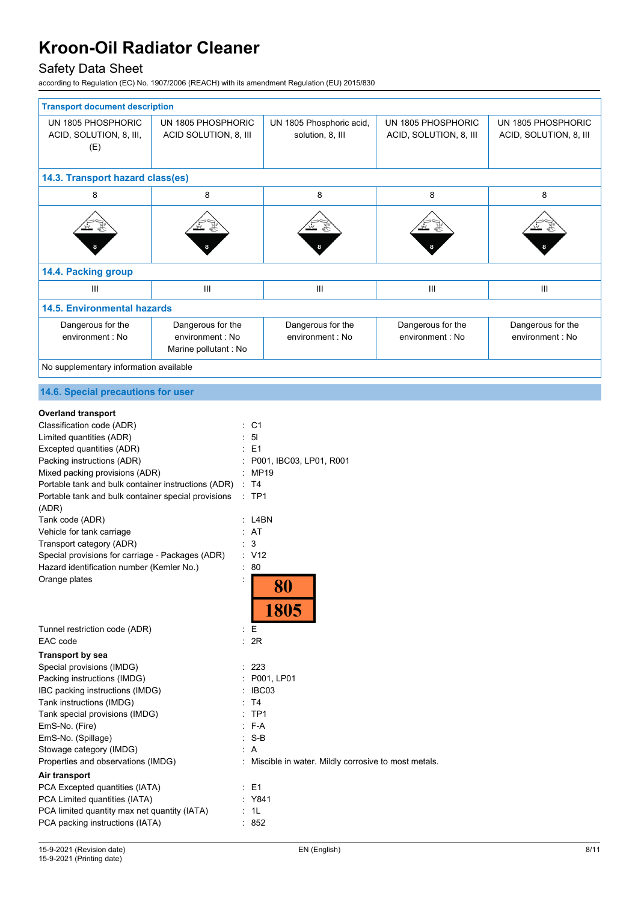| Transport document description | | | | |
|---|---|---|---|---|
| UN 1805 PHOSPHORIC ACID, SOLUTION, 8, III, (E) | UN 1805 PHOSPHORIC ACID SOLUTION, 8, III | UN 1805 Phosphoric acid, solution, 8, III | UN 1805 PHOSPHORIC ACID, SOLUTION, 8, III | UN 1805 PHOSPHORIC ACID, SOLUTION, 8, III |
| **14.3. Transport hazard class(es)** | | | | |
| 8 | 8 | 8 | 8 | 8 |
| **14.4. Packing group** | | | | |
| III | III | III | III | III |
| **14.5. Environmental hazards** | | | | |
| Dangerous for the environment : No | Dangerous for the environment : No<br>Marine pollutant : No | Dangerous for the environment : No | Dangerous for the environment : No | Dangerous for the environment : No |
| No supplementary information available | | | | |

## 14.6. Special precautions for user

**Overland transport**

Classification code (ADR) : C1
Limited quantities (ADR) : 5l
Excepted quantities (ADR) : E1
Packing instructions (ADR) : P001, IBC03, LP01, R001
Mixed packing provisions (ADR) : MP19
Portable tank and bulk container instructions (ADR) : T4
Portable tank and bulk container special provisions (ADR) : TP1
Tank code (ADR) : L4BN
Vehicle for tank carriage : AT
Transport category (ADR) : 3
Special provisions for carriage - Packages (ADR) : V12
Hazard identification number (Kemler No.) : 80
Orange plates : 80 / 1805
Tunnel restriction code (ADR) : E
EAC code : 2R

**Transport by sea**

Special provisions (IMDG) : 223
Packing instructions (IMDG) : P001, LP01
IBC packing instructions (IMDG) : IBC03
Tank instructions (IMDG) : T4
Tank special provisions (IMDG) : TP1
EmS-No. (Fire) : F-A
EmS-No. (Spillage) : S-B
Stowage category (IMDG) : A
Properties and observations (IMDG) : Miscible in water. Mildly corrosive to most metals.

**Air transport**

PCA Excepted quantities (IATA) : E1
PCA Limited quantities (IATA) : Y841
PCA limited quantity max net quantity (IATA) : 1L
PCA packing instructions (IATA) : 852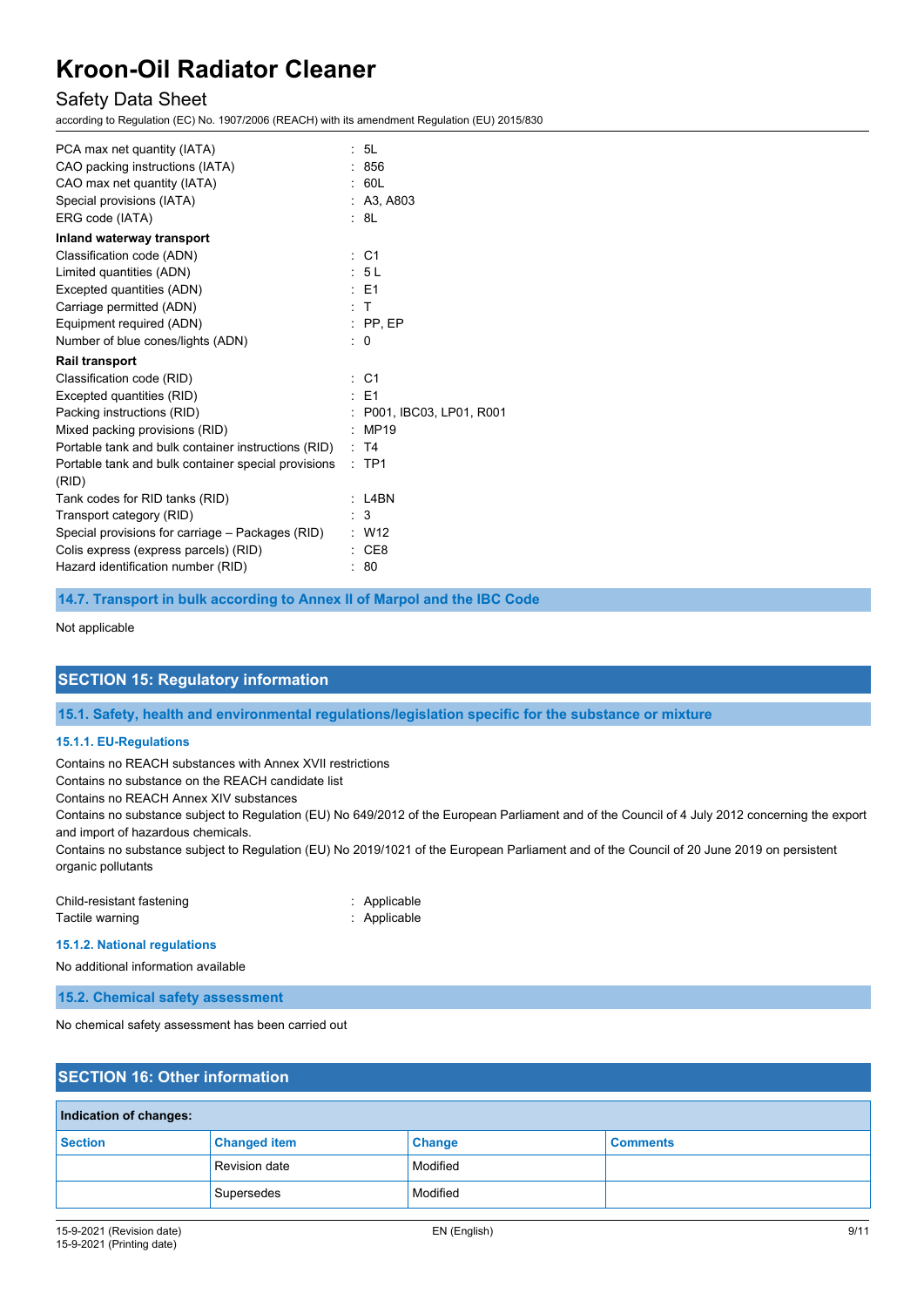PCA max net quantity (IATA) : 5L
CAO packing instructions (IATA) : 856
CAO max net quantity (IATA) : 60L
Special provisions (IATA) : A3, A803
ERG code (IATA) : 8L

**Inland waterway transport**

Classification code (ADN) : C1
Limited quantities (ADN) : 5 L
Excepted quantities (ADN) : E1
Carriage permitted (ADN) : T
Equipment required (ADN) : PP, EP
Number of blue cones/lights (ADN) : 0

**Rail transport**

Classification code (RID) : C1
Excepted quantities (RID) : E1
Packing instructions (RID) : P001, IBC03, LP01, R001
Mixed packing provisions (RID) : MP19
Portable tank and bulk container instructions (RID) : T4
Portable tank and bulk container special provisions (RID) : TP1
Tank codes for RID tanks (RID) : L4BN
Transport category (RID) : 3
Special provisions for carriage – Packages (RID) : W12
Colis express (express parcels) (RID) : CE8
Hazard identification number (RID) : 80

### 14.7. Transport in bulk according to Annex II of Marpol and the IBC Code

Not applicable

## SECTION 15: Regulatory information

### 15.1. Safety, health and environmental regulations/legislation specific for the substance or mixture

#### 15.1.1. EU-Regulations

Contains no REACH substances with Annex XVII restrictions
Contains no substance on the REACH candidate list
Contains no REACH Annex XIV substances
Contains no substance subject to Regulation (EU) No 649/2012 of the European Parliament and of the Council of 4 July 2012 concerning the export and import of hazardous chemicals.
Contains no substance subject to Regulation (EU) No 2019/1021 of the European Parliament and of the Council of 20 June 2019 on persistent organic pollutants

Child-resistant fastening : Applicable
Tactile warning : Applicable

#### 15.1.2. National regulations

No additional information available

### 15.2. Chemical safety assessment

No chemical safety assessment has been carried out

## SECTION 16: Other information

**Indication of changes:**

| Section | Changed item | Change | Comments |
|---|---|---|---|
| | Revision date | Modified | |
| | Supersedes | Modified | |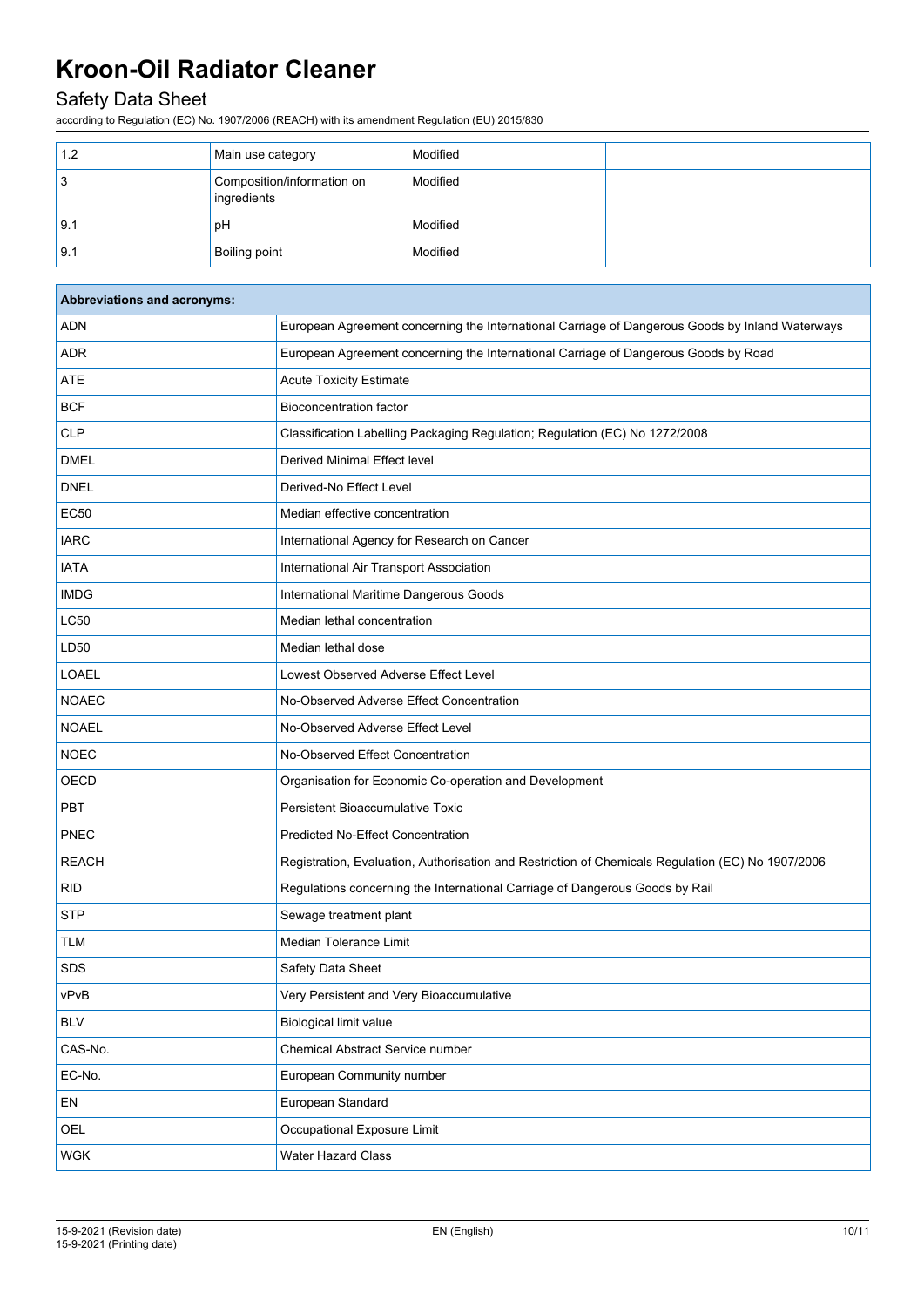| | | | |
|---|---|---|---|
| 1.2 | Main use category | Modified | |
| 3 | Composition/information on ingredients | Modified | |
| 9.1 | pH | Modified | |
| 9.1 | Boiling point | Modified | |

| Abbreviations and acronyms: | |
|---|---|
| ADN | European Agreement concerning the International Carriage of Dangerous Goods by Inland Waterways |
| ADR | European Agreement concerning the International Carriage of Dangerous Goods by Road |
| ATE | Acute Toxicity Estimate |
| BCF | Bioconcentration factor |
| CLP | Classification Labelling Packaging Regulation; Regulation (EC) No 1272/2008 |
| DMEL | Derived Minimal Effect level |
| DNEL | Derived-No Effect Level |
| EC50 | Median effective concentration |
| IARC | International Agency for Research on Cancer |
| IATA | International Air Transport Association |
| IMDG | International Maritime Dangerous Goods |
| LC50 | Median lethal concentration |
| LD50 | Median lethal dose |
| LOAEL | Lowest Observed Adverse Effect Level |
| NOAEC | No-Observed Adverse Effect Concentration |
| NOAEL | No-Observed Adverse Effect Level |
| NOEC | No-Observed Effect Concentration |
| OECD | Organisation for Economic Co-operation and Development |
| PBT | Persistent Bioaccumulative Toxic |
| PNEC | Predicted No-Effect Concentration |
| REACH | Registration, Evaluation, Authorisation and Restriction of Chemicals Regulation (EC) No 1907/2006 |
| RID | Regulations concerning the International Carriage of Dangerous Goods by Rail |
| STP | Sewage treatment plant |
| TLM | Median Tolerance Limit |
| SDS | Safety Data Sheet |
| vPvB | Very Persistent and Very Bioaccumulative |
| BLV | Biological limit value |
| CAS-No. | Chemical Abstract Service number |
| EC-No. | European Community number |
| EN | European Standard |
| OEL | Occupational Exposure Limit |
| WGK | Water Hazard Class |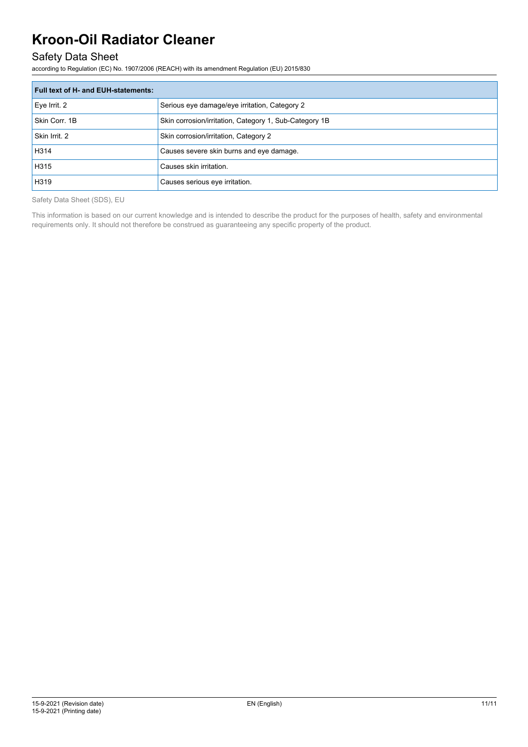| Full text of H- and EUH-statements: | |
|---|---|
| Eye Irrit. 2 | Serious eye damage/eye irritation, Category 2 |
| Skin Corr. 1B | Skin corrosion/irritation, Category 1, Sub-Category 1B |
| Skin Irrit. 2 | Skin corrosion/irritation, Category 2 |
| H314 | Causes severe skin burns and eye damage. |
| H315 | Causes skin irritation. |
| H319 | Causes serious eye irritation. |

Safety Data Sheet (SDS), EU

This information is based on our current knowledge and is intended to describe the product for the purposes of health, safety and environmental requirements only. It should not therefore be construed as guaranteeing any specific property of the product.